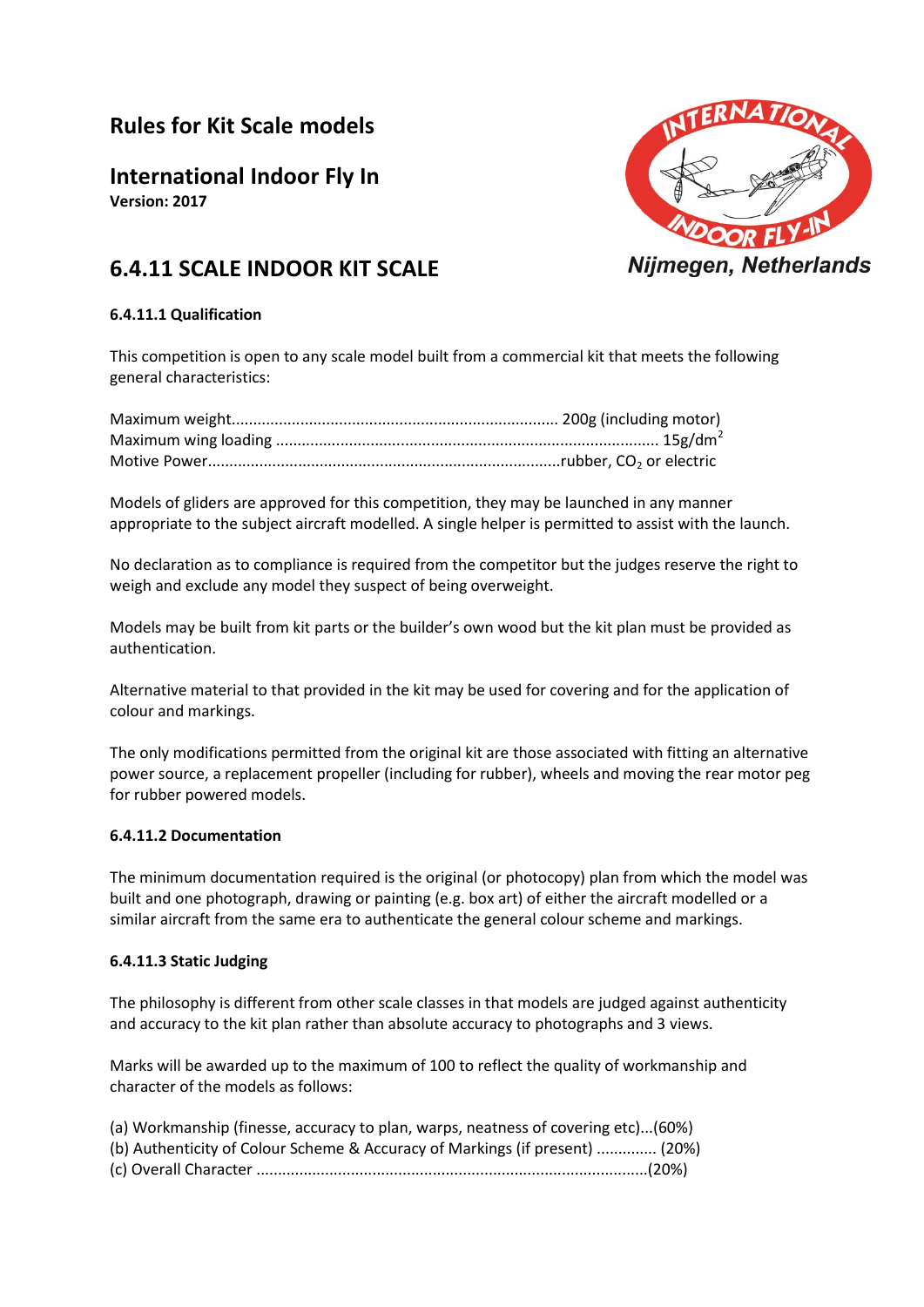# Rules for Kit Scale models

## International Indoor Fly In

**Version: 2017**

Nijmegen, Netherlands

## 6.4.11 SCALE INDOOR KIT SCALE

### 6.4.11.1 Qualification

This competition is open to any scale model built from a commercial kit that meets the following general characteristics:

Maximum weight........................................................................... 200g (including motor)
Maximum wing loading ...................................................................................... 15g/dm$^2$
Motive Power.................................................................................rubber, $CO_2$ or electric

Models of gliders are approved for this competition, they may be launched in any manner appropriate to the subject aircraft modelled. A single helper is permitted to assist with the launch.

No declaration as to compliance is required from the competitor but the judges reserve the right to weigh and exclude any model they suspect of being overweight.

Models may be built from kit parts or the builder's own wood but the kit plan must be provided as authentication.

Alternative material to that provided in the kit may be used for covering and for the application of colour and markings.

The only modifications permitted from the original kit are those associated with fitting an alternative power source, a replacement propeller (including for rubber), wheels and moving the rear motor peg for rubber powered models.

### 6.4.11.2 Documentation

The minimum documentation required is the original (or photocopy) plan from which the model was built and one photograph, drawing or painting (e.g. box art) of either the aircraft modelled or a similar aircraft from the same era to authenticate the general colour scheme and markings.

### 6.4.11.3 Static Judging

The philosophy is different from other scale classes in that models are judged against authenticity and accuracy to the kit plan rather than absolute accuracy to photographs and 3 views.

Marks will be awarded up to the maximum of 100 to reflect the quality of workmanship and character of the models as follows:

(a) Workmanship (finesse, accuracy to plan, warps, neatness of covering etc)...(60%)
(b) Authenticity of Colour Scheme & Accuracy of Markings (if present) ............. (20%)
(c) Overall Character ..........................................................................................(20%)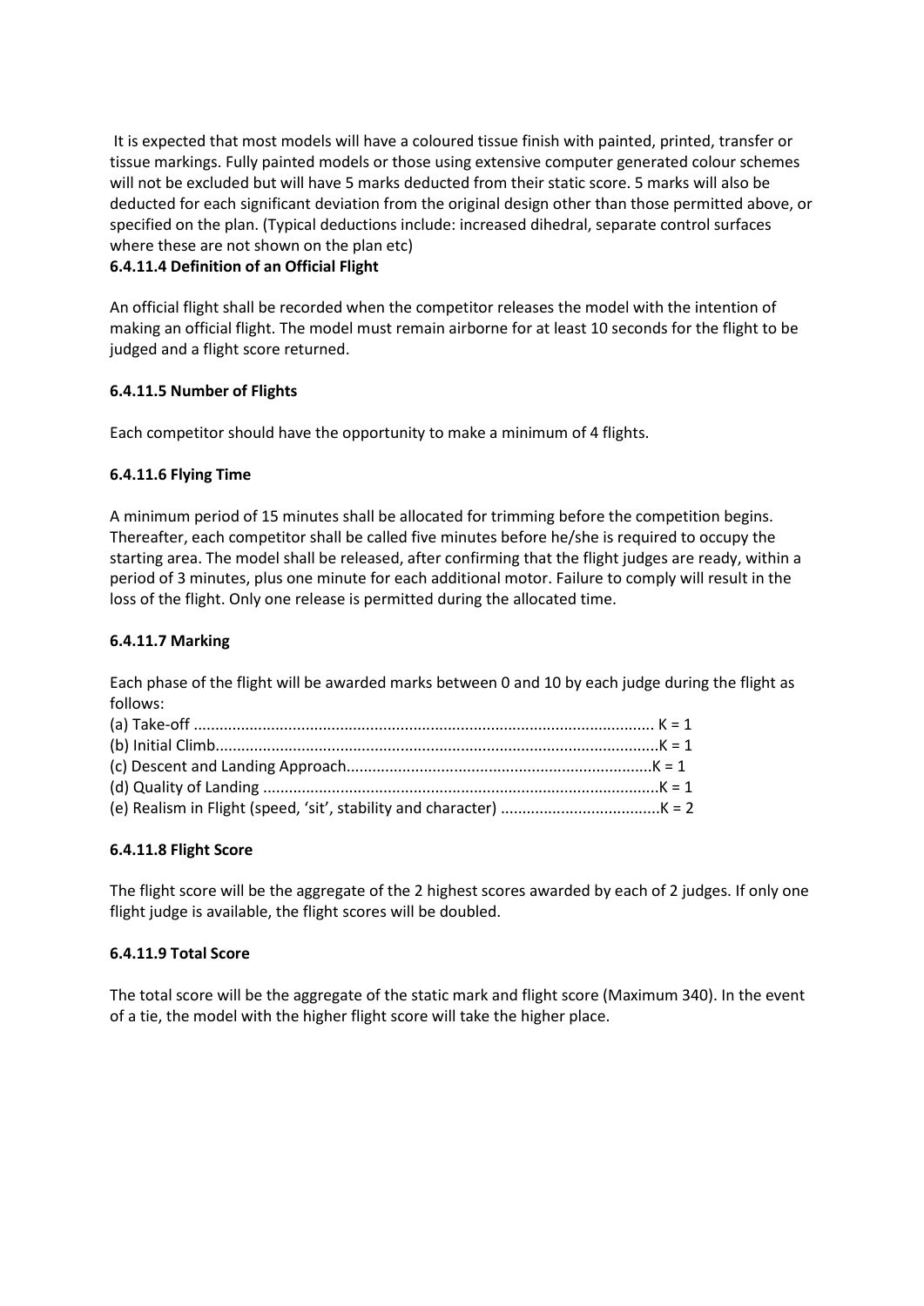It is expected that most models will have a coloured tissue finish with painted, printed, transfer or tissue markings. Fully painted models or those using extensive computer generated colour schemes will not be excluded but will have 5 marks deducted from their static score. 5 marks will also be deducted for each significant deviation from the original design other than those permitted above, or specified on the plan. (Typical deductions include: increased dihedral, separate control surfaces where these are not shown on the plan etc)

**6.4.11.4 Definition of an Official Flight**

An official flight shall be recorded when the competitor releases the model with the intention of making an official flight. The model must remain airborne for at least 10 seconds for the flight to be judged and a flight score returned.

**6.4.11.5 Number of Flights**

Each competitor should have the opportunity to make a minimum of 4 flights.

**6.4.11.6 Flying Time**

A minimum period of 15 minutes shall be allocated for trimming before the competition begins. Thereafter, each competitor shall be called five minutes before he/she is required to occupy the starting area. The model shall be released, after confirming that the flight judges are ready, within a period of 3 minutes, plus one minute for each additional motor. Failure to comply will result in the loss of the flight. Only one release is permitted during the allocated time.

**6.4.11.7 Marking**

Each phase of the flight will be awarded marks between 0 and 10 by each judge during the flight as follows:

(a) Take-off .......................................................................................................... K = 1
(b) Initial Climb......................................................................................................K = 1
(c) Descent and Landing Approach......................................................................K = 1
(d) Quality of Landing ...........................................................................................K = 1
(e) Realism in Flight (speed, 'sit', stability and character) .....................................K = 2

**6.4.11.8 Flight Score**

The flight score will be the aggregate of the 2 highest scores awarded by each of 2 judges. If only one flight judge is available, the flight scores will be doubled.

**6.4.11.9 Total Score**

The total score will be the aggregate of the static mark and flight score (Maximum 340). In the event of a tie, the model with the higher flight score will take the higher place.